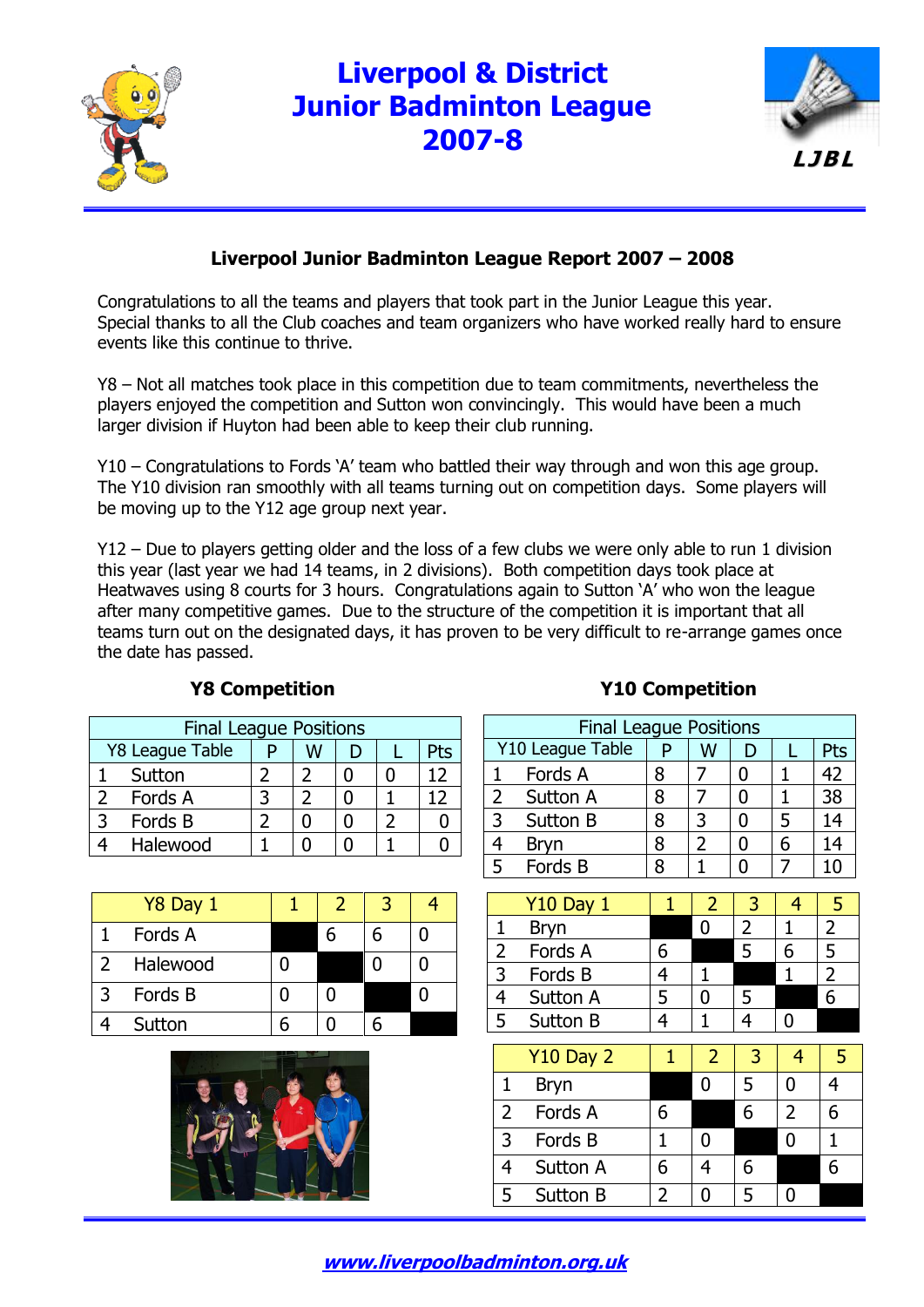# Liverpool & District Junior Badminton League 2007-8

LJBL

## Liverpool Junior Badminton League Report 2007 – 2008

Congratulations to all the teams and players that took part in the Junior League this year. Special thanks to all the Club coaches and team organizers who have worked really hard to ensure events like this continue to thrive.

Y8 – Not all matches took place in this competition due to team commitments, nevertheless the players enjoyed the competition and Sutton won convincingly. This would have been a much larger division if Huyton had been able to keep their club running.

Y10 – Congratulations to Fords 'A' team who battled their way through and won this age group. The Y10 division ran smoothly with all teams turning out on competition days. Some players will be moving up to the Y12 age group next year.

Y12 – Due to players getting older and the loss of a few clubs we were only able to run 1 division this year (last year we had 14 teams, in 2 divisions). Both competition days took place at Heatwaves using 8 courts for 3 hours. Congratulations again to Sutton 'A' who won the league after many competitive games. Due to the structure of the competition it is important that all teams turn out on the designated days, it has proven to be very difficult to re-arrange games once the date has passed.

### Y8 Competition

| Final League Positions | | | | | | |
|---|---|---|---|---|---|---|
| Y8 League Table | | P | W | D | L | Pts |
| 1 | Sutton | 2 | 2 | 0 | 0 | 12 |
| 2 | Fords A | 3 | 2 | 0 | 1 | 12 |
| 3 | Fords B | 2 | 0 | 0 | 2 | 0 |
| 4 | Halewood | 1 | 0 | 0 | 1 | 0 |

| Y8 Day 1 | | 1 | 2 | 3 | 4 |
|---|---|---|---|---|---|
| 1 | Fords A | | 6 | 6 | 0 |
| 2 | Halewood | 0 | | 0 | 0 |
| 3 | Fords B | 0 | 0 | | 0 |
| 4 | Sutton | 6 | 0 | 6 | |

### Y10 Competition

| Final League Positions | | | | | | |
|---|---|---|---|---|---|---|
| Y10 League Table | | P | W | D | L | Pts |
| 1 | Fords A | 8 | 7 | 0 | 1 | 42 |
| 2 | Sutton A | 8 | 7 | 0 | 1 | 38 |
| 3 | Sutton B | 8 | 3 | 0 | 5 | 14 |
| 4 | Bryn | 8 | 2 | 0 | 6 | 14 |
| 5 | Fords B | 8 | 1 | 0 | 7 | 10 |

| Y10 Day 1 | | 1 | 2 | 3 | 4 | 5 |
|---|---|---|---|---|---|---|
| 1 | Bryn | | 0 | 2 | 1 | 2 |
| 2 | Fords A | 6 | | 5 | 6 | 5 |
| 3 | Fords B | 4 | 1 | | 1 | 2 |
| 4 | Sutton A | 5 | 0 | 5 | | 6 |
| 5 | Sutton B | 4 | 1 | 4 | 0 | |

| Y10 Day 2 | | 1 | 2 | 3 | 4 | 5 |
|---|---|---|---|---|---|---|
| 1 | Bryn | | 0 | 5 | 0 | 4 |
| 2 | Fords A | 6 | | 6 | 2 | 6 |
| 3 | Fords B | 1 | 0 | | 0 | 1 |
| 4 | Sutton A | 6 | 4 | 6 | | 6 |
| 5 | Sutton B | 2 | 0 | 5 | 0 | |

www.liverpoolbadminton.org.uk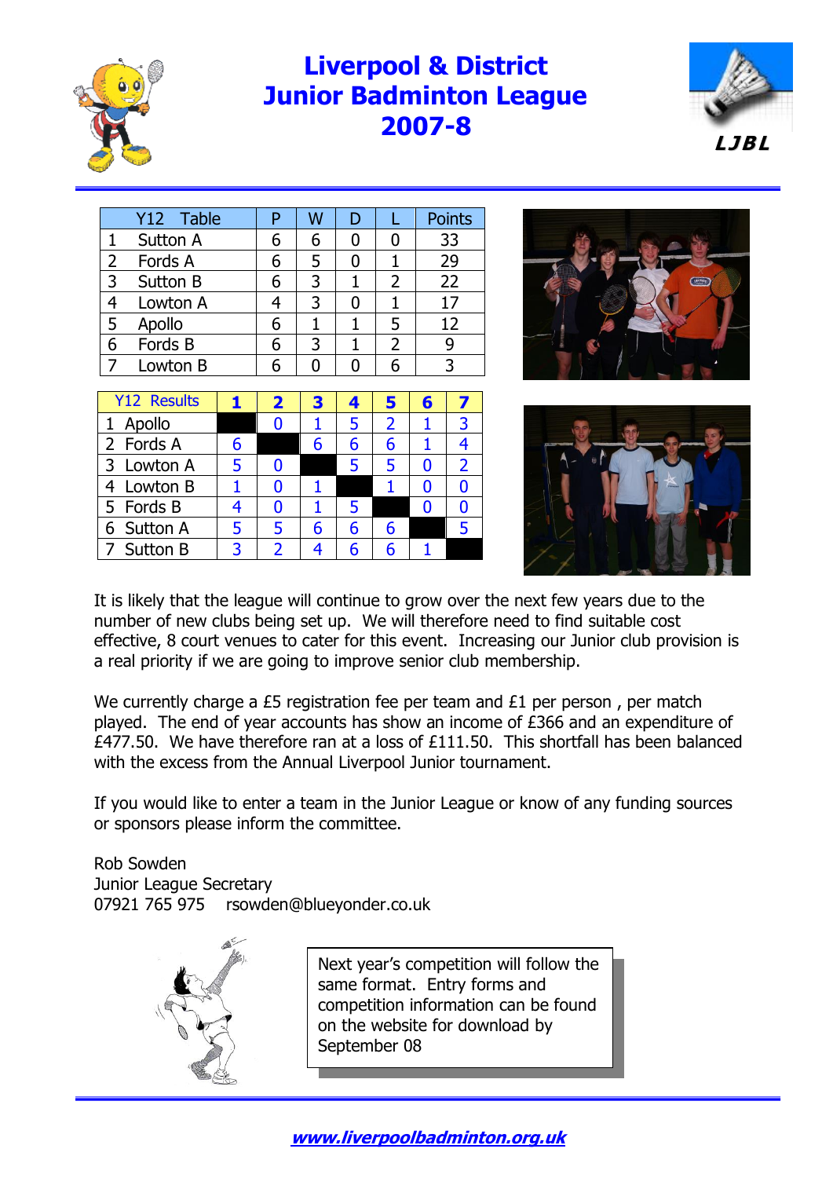# Liverpool & District Junior Badminton League 2007-8

| Y12 Table | | P | W | D | L | Points |
|---|---|---|---|---|---|---|
| 1 | Sutton A | 6 | 6 | 0 | 0 | 33 |
| 2 | Fords A | 6 | 5 | 0 | 1 | 29 |
| 3 | Sutton B | 6 | 3 | 1 | 2 | 22 |
| 4 | Lowton A | 4 | 3 | 0 | 1 | 17 |
| 5 | Apollo | 6 | 1 | 1 | 5 | 12 |
| 6 | Fords B | 6 | 3 | 1 | 2 | 9 |
| 7 | Lowton B | 6 | 0 | 0 | 6 | 3 |

| Y12 Results | 1 | 2 | 3 | 4 | 5 | 6 | 7 |
|---|---|---|---|---|---|---|---|
| 1 Apollo | | 0 | 1 | 5 | 2 | 1 | 3 |
| 2 Fords A | 6 | | 6 | 6 | 6 | 1 | 4 |
| 3 Lowton A | 5 | 0 | | 5 | 5 | 0 | 2 |
| 4 Lowton B | 1 | 0 | 1 | | 1 | 0 | 0 |
| 5 Fords B | 4 | 0 | 1 | 5 | | 0 | 0 |
| 6 Sutton A | 5 | 5 | 6 | 6 | 6 | | 5 |
| 7 Sutton B | 3 | 2 | 4 | 6 | 6 | 1 | |

It is likely that the league will continue to grow over the next few years due to the number of new clubs being set up. We will therefore need to find suitable cost effective, 8 court venues to cater for this event. Increasing our Junior club provision is a real priority if we are going to improve senior club membership.

We currently charge a £5 registration fee per team and £1 per person , per match played. The end of year accounts has show an income of £366 and an expenditure of £477.50. We have therefore ran at a loss of £111.50. This shortfall has been balanced with the excess from the Annual Liverpool Junior tournament.

If you would like to enter a team in the Junior League or know of any funding sources or sponsors please inform the committee.

Rob Sowden
Junior League Secretary
07921 765 975 rsowden@blueyonder.co.uk

Next year's competition will follow the same format. Entry forms and competition information can be found on the website for download by September 08

www.liverpoolbadminton.org.uk